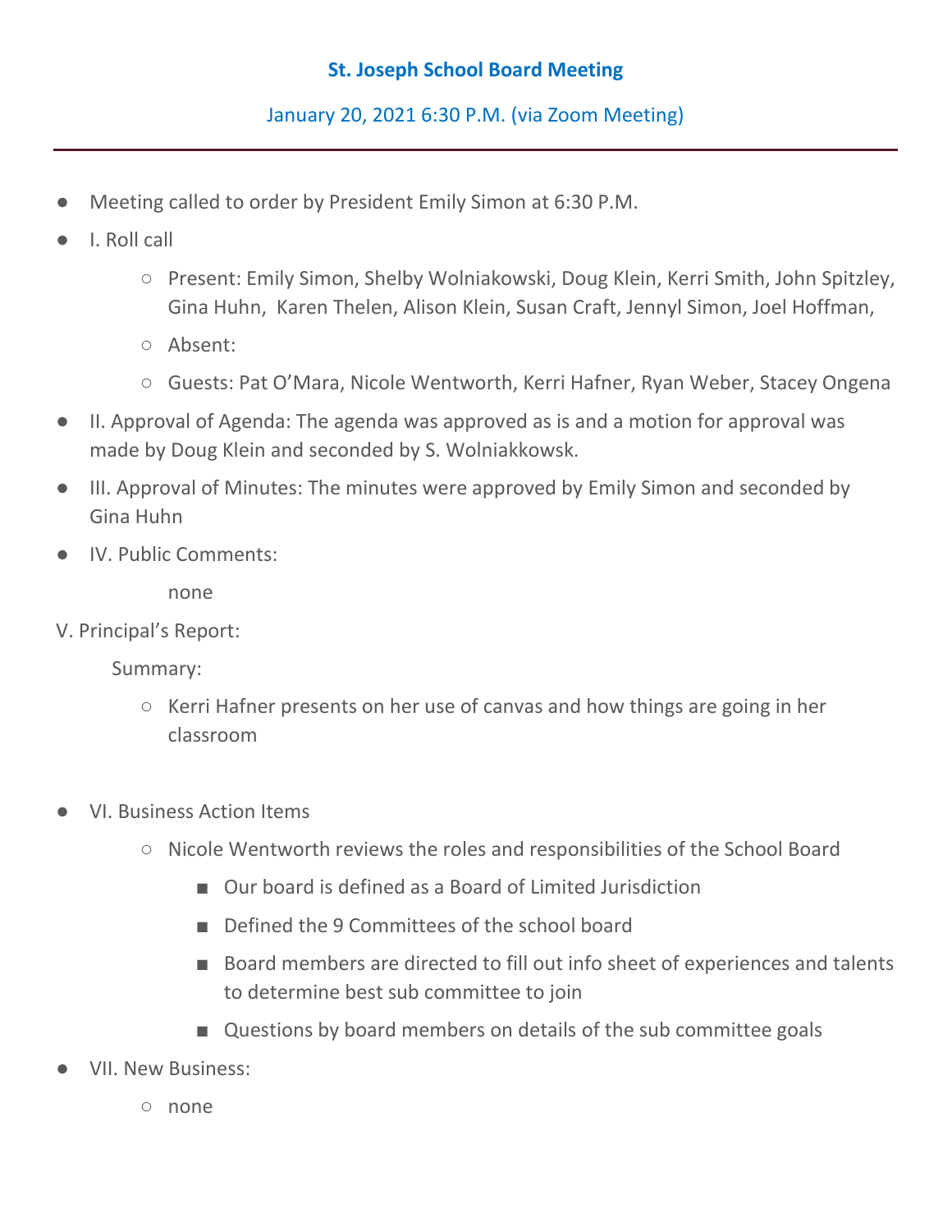# St. Joseph School Board Meeting

January 20, 2021 6:30 P.M. (via Zoom Meeting)

---

- Meeting called to order by President Emily Simon at 6:30 P.M.
- I. Roll call
  - Present: Emily Simon, Shelby Wolniakowski, Doug Klein, Kerri Smith, John Spitzley, Gina Huhn, Karen Thelen, Alison Klein, Susan Craft, Jennyl Simon, Joel Hoffman,
  - Absent:
  - Guests: Pat O'Mara, Nicole Wentworth, Kerri Hafner, Ryan Weber, Stacey Ongena
- II. Approval of Agenda: The agenda was approved as is and a motion for approval was made by Doug Klein and seconded by S. Wolniakkowsk.
- III. Approval of Minutes: The minutes were approved by Emily Simon and seconded by Gina Huhn
- IV. Public Comments:

  none

V. Principal's Report:

Summary:

- Kerri Hafner presents on her use of canvas and how things are going in her classroom

- VI. Business Action Items
  - Nicole Wentworth reviews the roles and responsibilities of the School Board
    - Our board is defined as a Board of Limited Jurisdiction
    - Defined the 9 Committees of the school board
    - Board members are directed to fill out info sheet of experiences and talents to determine best sub committee to join
    - Questions by board members on details of the sub committee goals
- VII. New Business:
  - none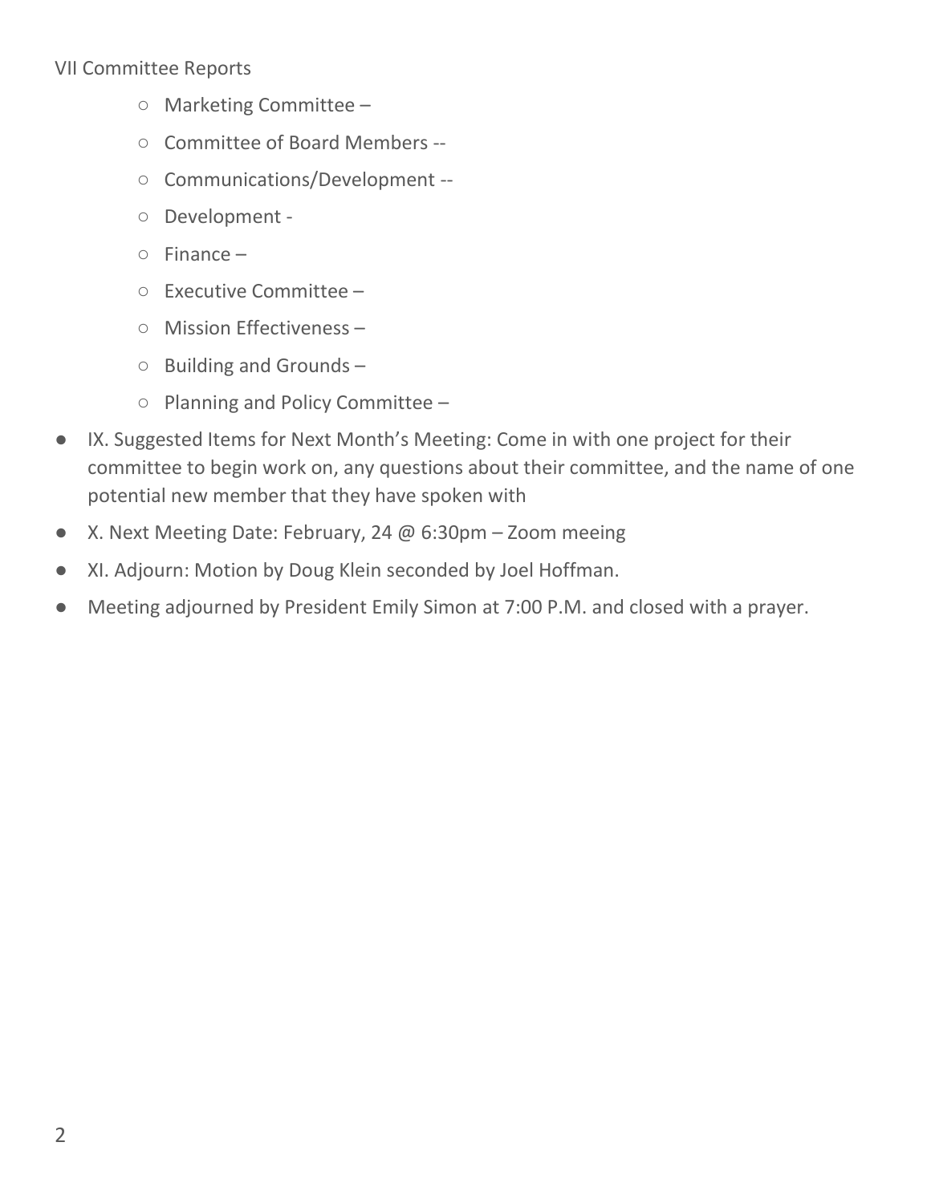VII Committee Reports

- Marketing Committee –
- Committee of Board Members --
- Communications/Development --
- Development -
- Finance –
- Executive Committee –
- Mission Effectiveness –
- Building and Grounds –
- Planning and Policy Committee –

- IX. Suggested Items for Next Month's Meeting: Come in with one project for their committee to begin work on, any questions about their committee, and the name of one potential new member that they have spoken with
- X. Next Meeting Date: February, 24 @ 6:30pm – Zoom meeing
- XI. Adjourn: Motion by Doug Klein seconded by Joel Hoffman.
- Meeting adjourned by President Emily Simon at 7:00 P.M. and closed with a prayer.